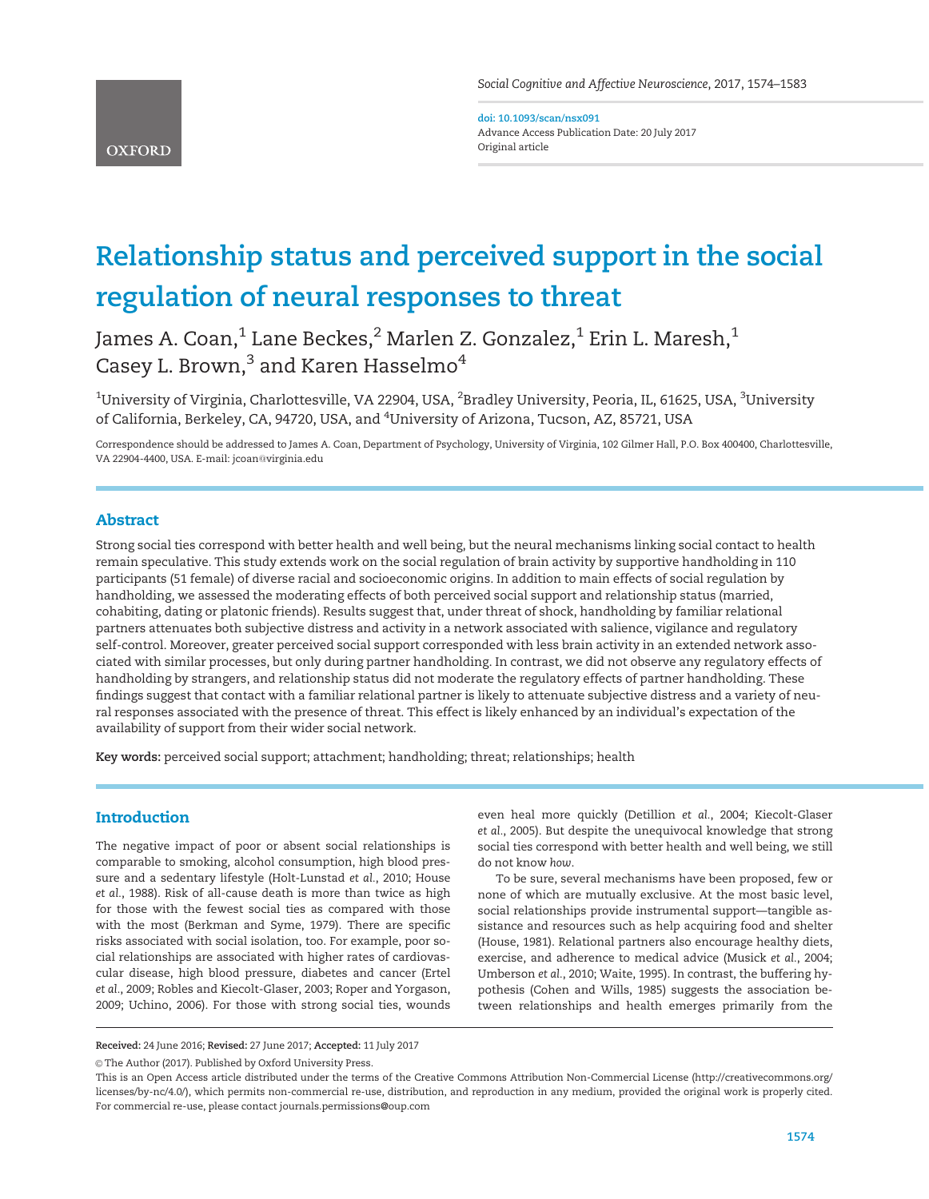doi: 10.1093/scan/nsx091
Advance Access Publication Date: 20 July 2017
Original article

# Relationship status and perceived support in the social regulation of neural responses to threat

James A. Coan,[1] Lane Beckes,[2] Marlen Z. Gonzalez,[1] Erin L. Maresh,[1] Casey L. Brown,[3] and Karen Hasselmo[4]

[1]University of Virginia, Charlottesville, VA 22904, USA, [2]Bradley University, Peoria, IL, 61625, USA, [3]University of California, Berkeley, CA, 94720, USA, and [4]University of Arizona, Tucson, AZ, 85721, USA

Correspondence should be addressed to James A. Coan, Department of Psychology, University of Virginia, 102 Gilmer Hall, P.O. Box 400400, Charlottesville, VA 22904-4400, USA. E-mail: jcoan@virginia.edu

## Abstract

Strong social ties correspond with better health and well being, but the neural mechanisms linking social contact to health remain speculative. This study extends work on the social regulation of brain activity by supportive handholding in 110 participants (51 female) of diverse racial and socioeconomic origins. In addition to main effects of social regulation by handholding, we assessed the moderating effects of both perceived social support and relationship status (married, cohabiting, dating or platonic friends). Results suggest that, under threat of shock, handholding by familiar relational partners attenuates both subjective distress and activity in a network associated with salience, vigilance and regulatory self-control. Moreover, greater perceived social support corresponded with less brain activity in an extended network associated with similar processes, but only during partner handholding. In contrast, we did not observe any regulatory effects of handholding by strangers, and relationship status did not moderate the regulatory effects of partner handholding. These findings suggest that contact with a familiar relational partner is likely to attenuate subjective distress and a variety of neural responses associated with the presence of threat. This effect is likely enhanced by an individual's expectation of the availability of support from their wider social network.

**Key words:** perceived social support; attachment; handholding; threat; relationships; health

## Introduction

The negative impact of poor or absent social relationships is comparable to smoking, alcohol consumption, high blood pressure and a sedentary lifestyle (Holt-Lunstad *et al.*, 2010; House *et al.*, 1988). Risk of all-cause death is more than twice as high for those with the fewest social ties as compared with those with the most (Berkman and Syme, 1979). There are specific risks associated with social isolation, too. For example, poor social relationships are associated with higher rates of cardiovascular disease, high blood pressure, diabetes and cancer (Ertel *et al.*, 2009; Robles and Kiecolt-Glaser, 2003; Roper and Yorgason, 2009; Uchino, 2006). For those with strong social ties, wounds even heal more quickly (Detillion *et al.*, 2004; Kiecolt-Glaser *et al.*, 2005). But despite the unequivocal knowledge that strong social ties correspond with better health and well being, we still do not know *how*.

To be sure, several mechanisms have been proposed, few or none of which are mutually exclusive. At the most basic level, social relationships provide instrumental support—tangible assistance and resources such as help acquiring food and shelter (House, 1981). Relational partners also encourage healthy diets, exercise, and adherence to medical advice (Musick *et al.*, 2004; Umberson *et al.*, 2010; Waite, 1995). In contrast, the buffering hypothesis (Cohen and Wills, 1985) suggests the association between relationships and health emerges primarily from the

**Received:** 24 June 2016; **Revised:** 27 June 2017; **Accepted:** 11 July 2017

© The Author (2017). Published by Oxford University Press.

This is an Open Access article distributed under the terms of the Creative Commons Attribution Non-Commercial License (http://creativecommons.org/licenses/by-nc/4.0/), which permits non-commercial re-use, distribution, and reproduction in any medium, provided the original work is properly cited. For commercial re-use, please contact journals.permissions@oup.com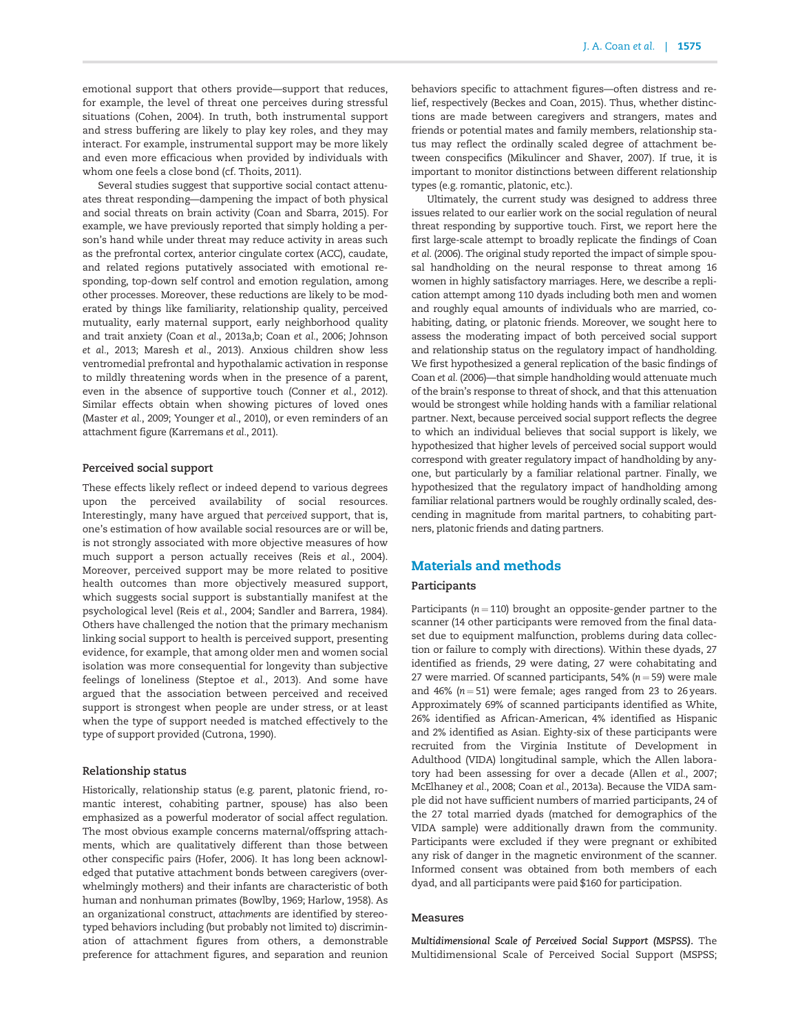emotional support that others provide—support that reduces, for example, the level of threat one perceives during stressful situations (Cohen, 2004). In truth, both instrumental support and stress buffering are likely to play key roles, and they may interact. For example, instrumental support may be more likely and even more efficacious when provided by individuals with whom one feels a close bond (cf. Thoits, 2011).

Several studies suggest that supportive social contact attenuates threat responding—dampening the impact of both physical and social threats on brain activity (Coan and Sbarra, 2015). For example, we have previously reported that simply holding a person's hand while under threat may reduce activity in areas such as the prefrontal cortex, anterior cingulate cortex (ACC), caudate, and related regions putatively associated with emotional responding, top-down self control and emotion regulation, among other processes. Moreover, these reductions are likely to be moderated by things like familiarity, relationship quality, perceived mutuality, early maternal support, early neighborhood quality and trait anxiety (Coan *et al.*, 2013a,b; Coan *et al.*, 2006; Johnson *et al.*, 2013; Maresh *et al.*, 2013). Anxious children show less ventromedial prefrontal and hypothalamic activation in response to mildly threatening words when in the presence of a parent, even in the absence of supportive touch (Conner *et al.*, 2012). Similar effects obtain when showing pictures of loved ones (Master *et al.*, 2009; Younger *et al.*, 2010), or even reminders of an attachment figure (Karremans *et al.*, 2011).

### Perceived social support

These effects likely reflect or indeed depend to various degrees upon the perceived availability of social resources. Interestingly, many have argued that *perceived* support, that is, one's estimation of how available social resources are or will be, is not strongly associated with more objective measures of how much support a person actually receives (Reis *et al.*, 2004). Moreover, perceived support may be more related to positive health outcomes than more objectively measured support, which suggests social support is substantially manifest at the psychological level (Reis *et al.*, 2004; Sandler and Barrera, 1984). Others have challenged the notion that the primary mechanism linking social support to health is perceived support, presenting evidence, for example, that among older men and women social isolation was more consequential for longevity than subjective feelings of loneliness (Steptoe *et al.*, 2013). And some have argued that the association between perceived and received support is strongest when people are under stress, or at least when the type of support needed is matched effectively to the type of support provided (Cutrona, 1990).

### Relationship status

Historically, relationship status (e.g. parent, platonic friend, romantic interest, cohabiting partner, spouse) has also been emphasized as a powerful moderator of social affect regulation. The most obvious example concerns maternal/offspring attachments, which are qualitatively different than those between other conspecific pairs (Hofer, 2006). It has long been acknowledged that putative attachment bonds between caregivers (overwhelmingly mothers) and their infants are characteristic of both human and nonhuman primates (Bowlby, 1969; Harlow, 1958). As an organizational construct, *attachments* are identified by stereotyped behaviors including (but probably not limited to) discrimination of attachment figures from others, a demonstrable preference for attachment figures, and separation and reunion behaviors specific to attachment figures—often distress and relief, respectively (Beckes and Coan, 2015). Thus, whether distinctions are made between caregivers and strangers, mates and friends or potential mates and family members, relationship status may reflect the ordinally scaled degree of attachment between conspecifics (Mikulincer and Shaver, 2007). If true, it is important to monitor distinctions between different relationship types (e.g. romantic, platonic, etc.).

Ultimately, the current study was designed to address three issues related to our earlier work on the social regulation of neural threat responding by supportive touch. First, we report here the first large-scale attempt to broadly replicate the findings of Coan *et al.* (2006). The original study reported the impact of simple spousal handholding on the neural response to threat among 16 women in highly satisfactory marriages. Here, we describe a replication attempt among 110 dyads including both men and women and roughly equal amounts of individuals who are married, cohabiting, dating, or platonic friends. Moreover, we sought here to assess the moderating impact of both perceived social support and relationship status on the regulatory impact of handholding. We first hypothesized a general replication of the basic findings of Coan *et al.* (2006)—that simple handholding would attenuate much of the brain's response to threat of shock, and that this attenuation would be strongest while holding hands with a familiar relational partner. Next, because perceived social support reflects the degree to which an individual believes that social support is likely, we hypothesized that higher levels of perceived social support would correspond with greater regulatory impact of handholding by anyone, but particularly by a familiar relational partner. Finally, we hypothesized that the regulatory impact of handholding among familiar relational partners would be roughly ordinally scaled, descending in magnitude from marital partners, to cohabiting partners, platonic friends and dating partners.

## Materials and methods

### Participants

Participants ($n = 110$) brought an opposite-gender partner to the scanner (14 other participants were removed from the final dataset due to equipment malfunction, problems during data collection or failure to comply with directions). Within these dyads, 27 identified as friends, 29 were dating, 27 were cohabitating and 27 were married. Of scanned participants, 54% ($n = 59$) were male and 46% ($n = 51$) were female; ages ranged from 23 to 26 years. Approximately 69% of scanned participants identified as White, 26% identified as African-American, 4% identified as Hispanic and 2% identified as Asian. Eighty-six of these participants were recruited from the Virginia Institute of Development in Adulthood (VIDA) longitudinal sample, which the Allen laboratory had been assessing for over a decade (Allen *et al.*, 2007; McElhaney *et al.*, 2008; Coan *et al.*, 2013a). Because the VIDA sample did not have sufficient numbers of married participants, 24 of the 27 total married dyads (matched for demographics of the VIDA sample) were additionally drawn from the community. Participants were excluded if they were pregnant or exhibited any risk of danger in the magnetic environment of the scanner. Informed consent was obtained from both members of each dyad, and all participants were paid $160 for participation.

### Measures

***Multidimensional Scale of Perceived Social Support (MSPSS).*** The Multidimensional Scale of Perceived Social Support (MSPSS;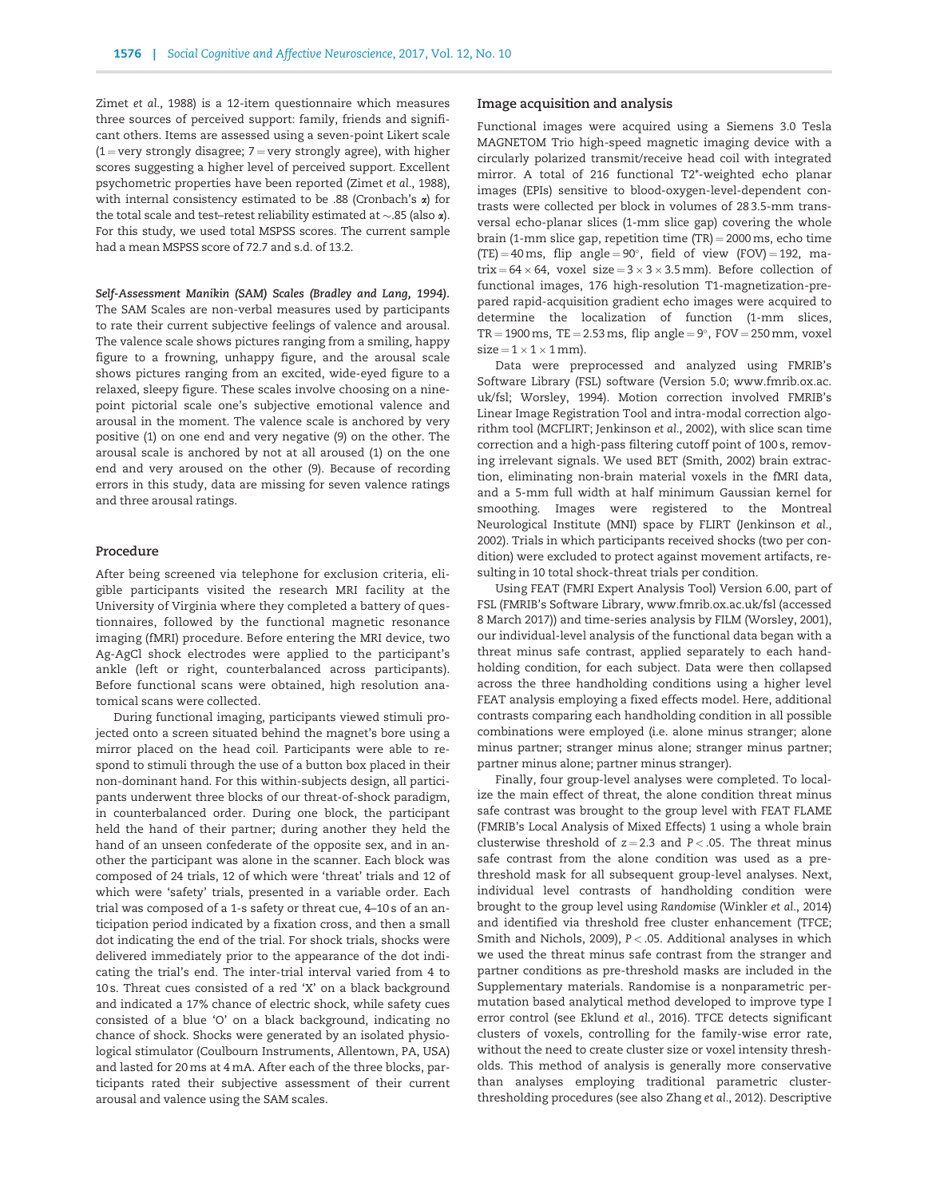Zimet *et al.*, 1988) is a 12-item questionnaire which measures three sources of perceived support: family, friends and significant others. Items are assessed using a seven-point Likert scale (1 = very strongly disagree; 7 = very strongly agree), with higher scores suggesting a higher level of perceived support. Excellent psychometric properties have been reported (Zimet *et al.*, 1988), with internal consistency estimated to be .88 (Cronbach's $\alpha$) for the total scale and test–retest reliability estimated at ~.85 (also $\alpha$). For this study, we used total MSPSS scores. The current sample had a mean MSPSS score of 72.7 and s.d. of 13.2.

*Self-Assessment Manikin (SAM) Scales (Bradley and Lang, 1994).* The SAM Scales are non-verbal measures used by participants to rate their current subjective feelings of valence and arousal. The valence scale shows pictures ranging from a smiling, happy figure to a frowning, unhappy figure, and the arousal scale shows pictures ranging from an excited, wide-eyed figure to a relaxed, sleepy figure. These scales involve choosing on a nine-point pictorial scale one's subjective emotional valence and arousal in the moment. The valence scale is anchored by very positive (1) on one end and very negative (9) on the other. The arousal scale is anchored by not at all aroused (1) on the one end and very aroused on the other (9). Because of recording errors in this study, data are missing for seven valence ratings and three arousal ratings.

## Procedure

After being screened via telephone for exclusion criteria, eligible participants visited the research MRI facility at the University of Virginia where they completed a battery of questionnaires, followed by the functional magnetic resonance imaging (fMRI) procedure. Before entering the MRI device, two Ag-AgCl shock electrodes were applied to the participant's ankle (left or right, counterbalanced across participants). Before functional scans were obtained, high resolution anatomical scans were collected.

During functional imaging, participants viewed stimuli projected onto a screen situated behind the magnet's bore using a mirror placed on the head coil. Participants were able to respond to stimuli through the use of a button box placed in their non-dominant hand. For this within-subjects design, all participants underwent three blocks of our threat-of-shock paradigm, in counterbalanced order. During one block, the participant held the hand of their partner; during another they held the hand of an unseen confederate of the opposite sex, and in another the participant was alone in the scanner. Each block was composed of 24 trials, 12 of which were 'threat' trials and 12 of which were 'safety' trials, presented in a variable order. Each trial was composed of a 1-s safety or threat cue, 4–10 s of an anticipation period indicated by a fixation cross, and then a small dot indicating the end of the trial. For shock trials, shocks were delivered immediately prior to the appearance of the dot indicating the trial's end. The inter-trial interval varied from 4 to 10 s. Threat cues consisted of a red 'X' on a black background and indicated a 17% chance of electric shock, while safety cues consisted of a blue 'O' on a black background, indicating no chance of shock. Shocks were generated by an isolated physiological stimulator (Coulbourn Instruments, Allentown, PA, USA) and lasted for 20 ms at 4 mA. After each of the three blocks, participants rated their subjective assessment of their current arousal and valence using the SAM scales.

## Image acquisition and analysis

Functional images were acquired using a Siemens 3.0 Tesla MAGNETOM Trio high-speed magnetic imaging device with a circularly polarized transmit/receive head coil with integrated mirror. A total of 216 functional T2*-weighted echo planar images (EPIs) sensitive to blood-oxygen-level-dependent contrasts were collected per block in volumes of 28 3.5-mm transversal echo-planar slices (1-mm slice gap) covering the whole brain (1-mm slice gap, repetition time (TR) = 2000 ms, echo time (TE) = 40 ms, flip angle = 90°, field of view (FOV) = 192, matrix = $64 \times 64$, voxel size = $3 \times 3 \times 3.5$ mm). Before collection of functional images, 176 high-resolution T1-magnetization-prepared rapid-acquisition gradient echo images were acquired to determine the localization of function (1-mm slices, TR = 1900 ms, TE = 2.53 ms, flip angle = 9°, FOV = 250 mm, voxel size = $1 \times 1 \times 1$ mm).

Data were preprocessed and analyzed using FMRIB's Software Library (FSL) software (Version 5.0; www.fmrib.ox.ac.uk/fsl; Worsley, 1994). Motion correction involved FMRIB's Linear Image Registration Tool and intra-modal correction algorithm tool (MCFLIRT; Jenkinson *et al.*, 2002), with slice scan time correction and a high-pass filtering cutoff point of 100 s, removing irrelevant signals. We used BET (Smith, 2002) brain extraction, eliminating non-brain material voxels in the fMRI data, and a 5-mm full width at half minimum Gaussian kernel for smoothing. Images were registered to the Montreal Neurological Institute (MNI) space by FLIRT (Jenkinson *et al.*, 2002). Trials in which participants received shocks (two per condition) were excluded to protect against movement artifacts, resulting in 10 total shock-threat trials per condition.

Using FEAT (FMRI Expert Analysis Tool) Version 6.00, part of FSL (FMRIB's Software Library, www.fmrib.ox.ac.uk/fsl (accessed 8 March 2017)) and time-series analysis by FILM (Worsley, 2001), our individual-level analysis of the functional data began with a threat minus safe contrast, applied separately to each handholding condition, for each subject. Data were then collapsed across the three handholding conditions using a higher level FEAT analysis employing a fixed effects model. Here, additional contrasts comparing each handholding condition in all possible combinations were employed (i.e. alone minus stranger; alone minus partner; stranger minus alone; stranger minus partner; partner minus alone; partner minus stranger).

Finally, four group-level analyses were completed. To localize the main effect of threat, the alone condition threat minus safe contrast was brought to the group level with FEAT FLAME (FMRIB's Local Analysis of Mixed Effects) 1 using a whole brain clusterwise threshold of $z = 2.3$ and $P < .05$. The threat minus safe contrast from the alone condition was used as a pre-threshold mask for all subsequent group-level analyses. Next, individual level contrasts of handholding condition were brought to the group level using *Randomise* (Winkler *et al.*, 2014) and identified via threshold free cluster enhancement (TFCE; Smith and Nichols, 2009), $P < .05$. Additional analyses in which we used the threat minus safe contrast from the stranger and partner conditions as pre-threshold masks are included in the Supplementary materials. Randomise is a nonparametric permutation based analytical method developed to improve type I error control (see Eklund *et al.*, 2016). TFCE detects significant clusters of voxels, controlling for the family-wise error rate, without the need to create cluster size or voxel intensity thresholds. This method of analysis is generally more conservative than analyses employing traditional parametric cluster-thresholding procedures (see also Zhang *et al.*, 2012). Descriptive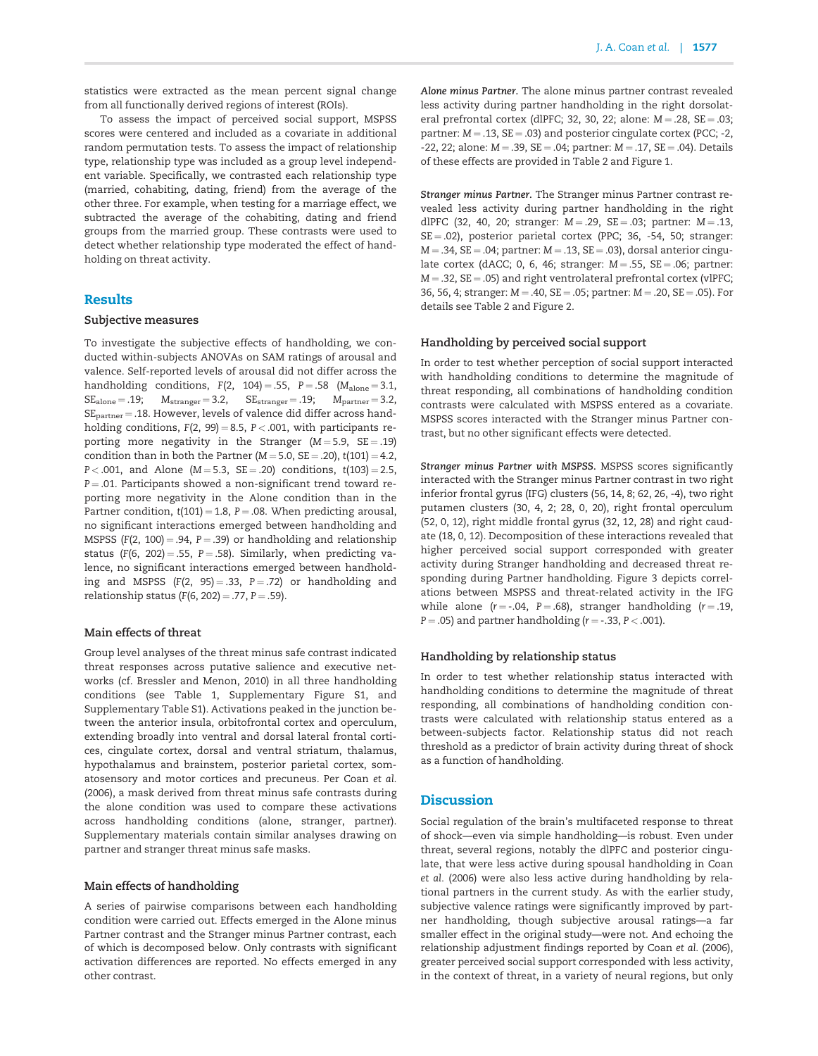statistics were extracted as the mean percent signal change from all functionally derived regions of interest (ROIs).

To assess the impact of perceived social support, MSPSS scores were centered and included as a covariate in additional random permutation tests. To assess the impact of relationship type, relationship type was included as a group level independent variable. Specifically, we contrasted each relationship type (married, cohabiting, dating, friend) from the average of the other three. For example, when testing for a marriage effect, we subtracted the average of the cohabiting, dating and friend groups from the married group. These contrasts were used to detect whether relationship type moderated the effect of handholding on threat activity.

## Results

### Subjective measures

To investigate the subjective effects of handholding, we conducted within-subjects ANOVAs on SAM ratings of arousal and valence. Self-reported levels of arousal did not differ across the handholding conditions, $F(2, 104) = .55$, $P = .58$ ($M_{alone} = 3.1$, $SE_{alone} = .19$; $M_{stranger} = 3.2$, $SE_{stranger} = .19$; $M_{partner} = 3.2$, $SE_{partner} = .18$. However, levels of valence did differ across handholding conditions, $F(2, 99) = 8.5$, $P < .001$, with participants reporting more negativity in the Stranger ($M = 5.9$, $SE = .19$) condition than in both the Partner ($M = 5.0$, $SE = .20$), $t(101) = 4.2$, $P < .001$, and Alone ($M = 5.3$, $SE = .20$) conditions, $t(103) = 2.5$, $P = .01$. Participants showed a non-significant trend toward reporting more negativity in the Alone condition than in the Partner condition, $t(101) = 1.8$, $P = .08$. When predicting arousal, no significant interactions emerged between handholding and MSPSS ($F(2, 100) = .94$, $P = .39$) or handholding and relationship status ($F(6, 202) = .55$, $P = .58$). Similarly, when predicting valence, no significant interactions emerged between handholding and MSPSS ($F(2, 95) = .33$, $P = .72$) or handholding and relationship status ($F(6, 202) = .77$, $P = .59$).

### Main effects of threat

Group level analyses of the threat minus safe contrast indicated threat responses across putative salience and executive networks (cf. Bressler and Menon, 2010) in all three handholding conditions (see Table 1, Supplementary Figure S1, and Supplementary Table S1). Activations peaked in the junction between the anterior insula, orbitofrontal cortex and operculum, extending broadly into ventral and dorsal lateral frontal cortices, cingulate cortex, dorsal and ventral striatum, thalamus, hypothalamus and brainstem, posterior parietal cortex, somatosensory and motor cortices and precuneus. Per Coan *et al.* (2006), a mask derived from threat minus safe contrasts during the alone condition was used to compare these activations across handholding conditions (alone, stranger, partner). Supplementary materials contain similar analyses drawing on partner and stranger threat minus safe masks.

### Main effects of handholding

A series of pairwise comparisons between each handholding condition were carried out. Effects emerged in the Alone minus Partner contrast and the Stranger minus Partner contrast, each of which is decomposed below. Only contrasts with significant activation differences are reported. No effects emerged in any other contrast.

***Alone minus Partner.*** The alone minus partner contrast revealed less activity during partner handholding in the right dorsolateral prefrontal cortex (dlPFC; 32, 30, 22; alone: $M = .28$, $SE = .03$; partner: $M = .13$, $SE = .03$) and posterior cingulate cortex (PCC; -2, -22, 22; alone: $M = .39$, $SE = .04$; partner: $M = .17$, $SE = .04$). Details of these effects are provided in Table 2 and Figure 1.

***Stranger minus Partner.*** The Stranger minus Partner contrast revealed less activity during partner handholding in the right dlPFC (32, 40, 20; stranger: $M = .29$, $SE = .03$; partner: $M = .13$, $SE = .02$), posterior parietal cortex (PPC; 36, -54, 50; stranger: $M = .34$, $SE = .04$; partner: $M = .13$, $SE = .03$), dorsal anterior cingulate cortex (dACC; 0, 6, 46; stranger: $M = .55$, $SE = .06$; partner: $M = .32$, $SE = .05$) and right ventrolateral prefrontal cortex (vlPFC; 36, 56, 4; stranger: $M = .40$, $SE = .05$; partner: $M = .20$, $SE = .05$). For details see Table 2 and Figure 2.

### Handholding by perceived social support

In order to test whether perception of social support interacted with handholding conditions to determine the magnitude of threat responding, all combinations of handholding condition contrasts were calculated with MSPSS entered as a covariate. MSPSS scores interacted with the Stranger minus Partner contrast, but no other significant effects were detected.

***Stranger minus Partner with MSPSS.*** MSPSS scores significantly interacted with the Stranger minus Partner contrast in two right inferior frontal gyrus (IFG) clusters (56, 14, 8; 62, 26, -4), two right putamen clusters (30, 4, 2; 28, 0, 20), right frontal operculum (52, 0, 12), right middle frontal gyrus (32, 12, 28) and right caudate (18, 0, 12). Decomposition of these interactions revealed that higher perceived social support corresponded with greater activity during Stranger handholding and decreased threat responding during Partner handholding. Figure 3 depicts correlations between MSPSS and threat-related activity in the IFG while alone ($r = -.04$, $P = .68$), stranger handholding ($r = .19$, $P = .05$) and partner handholding ($r = -.33$, $P < .001$).

### Handholding by relationship status

In order to test whether relationship status interacted with handholding conditions to determine the magnitude of threat responding, all combinations of handholding condition contrasts were calculated with relationship status entered as a between-subjects factor. Relationship status did not reach threshold as a predictor of brain activity during threat of shock as a function of handholding.

## Discussion

Social regulation of the brain's multifaceted response to threat of shock—even via simple handholding—is robust. Even under threat, several regions, notably the dlPFC and posterior cingulate, that were less active during spousal handholding in Coan *et al.* (2006) were also less active during handholding by relational partners in the current study. As with the earlier study, subjective valence ratings were significantly improved by partner handholding, though subjective arousal ratings—a far smaller effect in the original study—were not. And echoing the relationship adjustment findings reported by Coan *et al.* (2006), greater perceived social support corresponded with less activity, in the context of threat, in a variety of neural regions, but only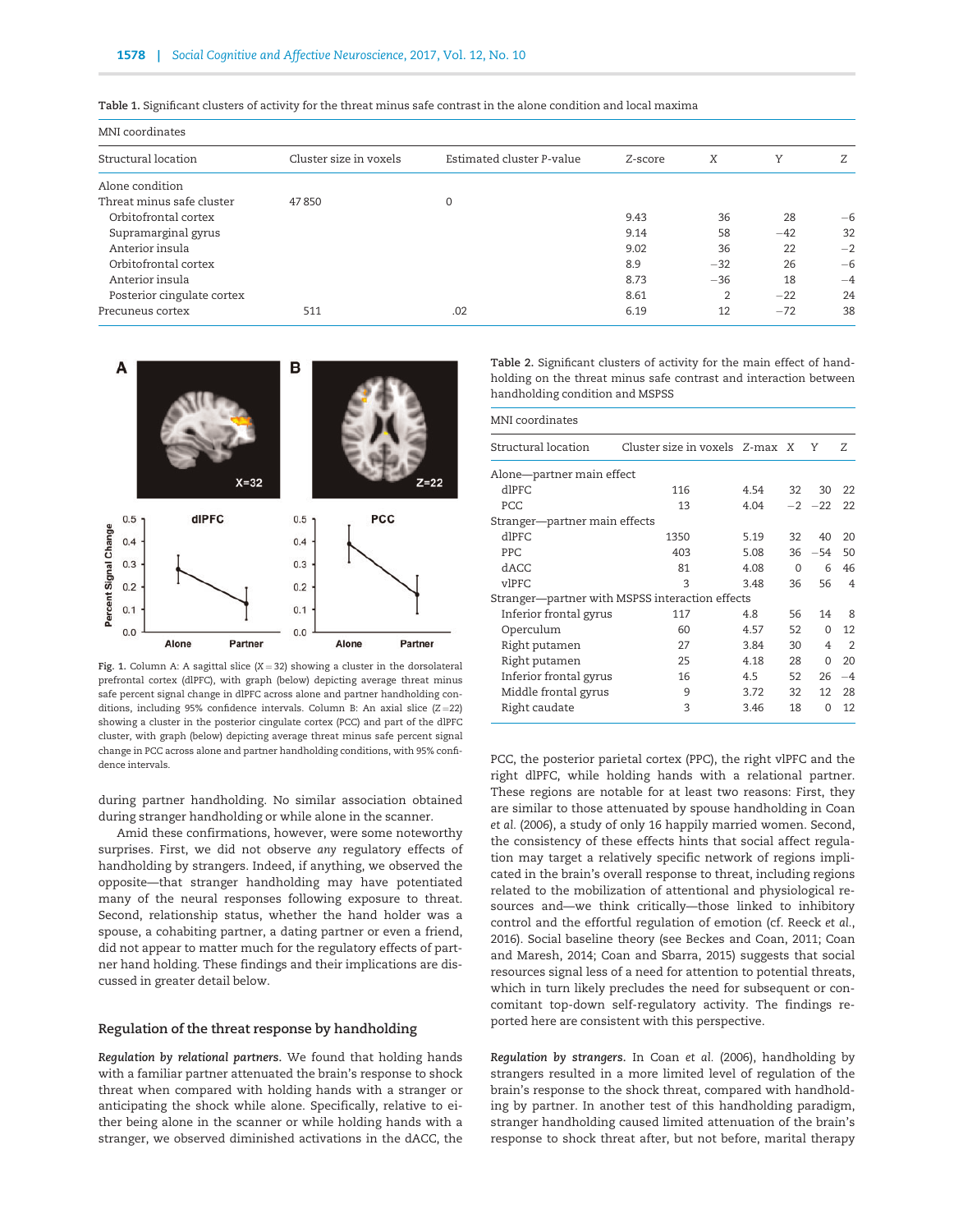Table 1. Significant clusters of activity for the threat minus safe contrast in the alone condition and local maxima

| Structural location | Cluster size in voxels | Estimated cluster P-value | Z-score | X | Y | Z |
|---|---|---|---|---|---|---|
| | | | MNI coordinates | | | |
| Alone condition | | | | | | |
| Threat minus safe cluster | 47 850 | 0 | | | | |
| Orbitofrontal cortex | | | 9.43 | 36 | 28 | −6 |
| Supramarginal gyrus | | | 9.14 | 58 | −42 | 32 |
| Anterior insula | | | 9.02 | 36 | 22 | −2 |
| Orbitofrontal cortex | | | 8.9 | −32 | 26 | −6 |
| Anterior insula | | | 8.73 | −36 | 18 | −4 |
| Posterior cingulate cortex | | | 8.61 | 2 | −22 | 24 |
| Precuneus cortex | 511 | .02 | 6.19 | 12 | −72 | 38 |

Fig. 1. Column A: A sagittal slice (X = 32) showing a cluster in the dorsolateral prefrontal cortex (dlPFC), with graph (below) depicting average threat minus safe percent signal change in dlPFC across alone and partner handholding conditions, including 95% confidence intervals. Column B: An axial slice (Z = 22) showing a cluster in the posterior cingulate cortex (PCC) and part of the dlPFC cluster, with graph (below) depicting average threat minus safe percent signal change in PCC across alone and partner handholding conditions, with 95% confidence intervals.

Table 2. Significant clusters of activity for the main effect of handholding on the threat minus safe contrast and interaction between handholding condition and MSPSS

| Structural location | Cluster size in voxels | Z-max | X | Y | Z |
|---|---|---|---|---|---|
| | | | MNI coordinates | | |
| Alone—partner main effect | | | | | |
| dlPFC | 116 | 4.54 | 32 | 30 | 22 |
| PCC | 13 | 4.04 | −2 | −22 | 22 |
| Stranger—partner main effects | | | | | |
| dlPFC | 1350 | 5.19 | 32 | 40 | 20 |
| PPC | 403 | 5.08 | 36 | −54 | 50 |
| dACC | 81 | 4.08 | 0 | 6 | 46 |
| vlPFC | 3 | 3.48 | 36 | 56 | 4 |
| Stranger—partner with MSPSS interaction effects | | | | | |
| Inferior frontal gyrus | 117 | 4.8 | 56 | 14 | 8 |
| Operculum | 60 | 4.57 | 52 | 0 | 12 |
| Right putamen | 27 | 3.84 | 30 | 4 | 2 |
| Right putamen | 25 | 4.18 | 28 | 0 | 20 |
| Inferior frontal gyrus | 16 | 4.5 | 52 | 26 | −4 |
| Middle frontal gyrus | 9 | 3.72 | 32 | 12 | 28 |
| Right caudate | 3 | 3.46 | 18 | 0 | 12 |

during partner handholding. No similar association obtained during stranger handholding or while alone in the scanner.

Amid these confirmations, however, were some noteworthy surprises. First, we did not observe *any* regulatory effects of handholding by strangers. Indeed, if anything, we observed the opposite—that stranger handholding may have potentiated many of the neural responses following exposure to threat. Second, relationship status, whether the hand holder was a spouse, a cohabiting partner, a dating partner or even a friend, did not appear to matter much for the regulatory effects of partner hand holding. These findings and their implications are discussed in greater detail below.

## Regulation of the threat response by handholding

*Regulation by relational partners.* We found that holding hands with a familiar partner attenuated the brain's response to shock threat when compared with holding hands with a stranger or anticipating the shock while alone. Specifically, relative to either being alone in the scanner or while holding hands with a stranger, we observed diminished activations in the dACC, the PCC, the posterior parietal cortex (PPC), the right vlPFC and the right dlPFC, while holding hands with a relational partner. These regions are notable for at least two reasons: First, they are similar to those attenuated by spouse handholding in Coan *et al.* (2006), a study of only 16 happily married women. Second, the consistency of these effects hints that social affect regulation may target a relatively specific network of regions implicated in the brain's overall response to threat, including regions related to the mobilization of attentional and physiological resources and—we think critically—those linked to inhibitory control and the effortful regulation of emotion (cf. Reeck *et al.*, 2016). Social baseline theory (see Beckes and Coan, 2011; Coan and Maresh, 2014; Coan and Sbarra, 2015) suggests that social resources signal less of a need for attention to potential threats, which in turn likely precludes the need for subsequent or concomitant top-down self-regulatory activity. The findings reported here are consistent with this perspective.

*Regulation by strangers.* In Coan *et al.* (2006), handholding by strangers resulted in a more limited level of regulation of the brain's response to the shock threat, compared with handholding by partner. In another test of this handholding paradigm, stranger handholding caused limited attenuation of the brain's response to shock threat after, but not before, marital therapy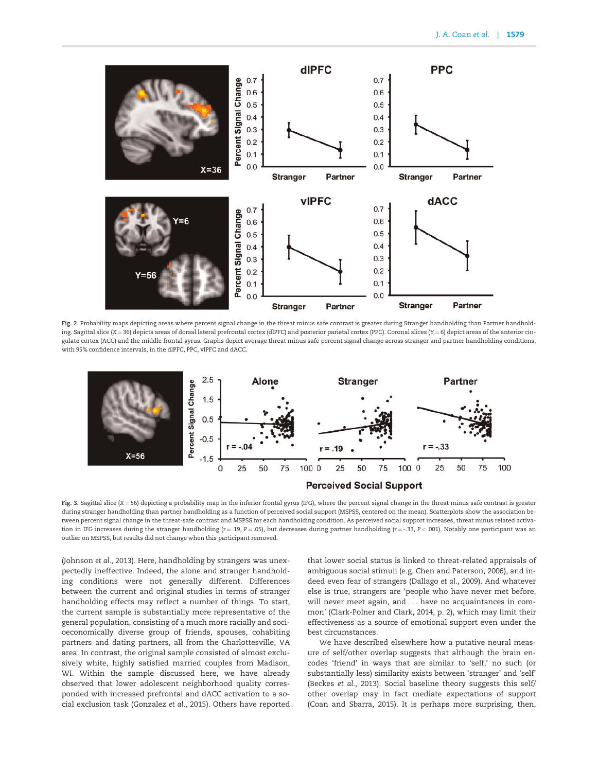Fig. 2. Probability maps depicting areas where percent signal change in the threat minus safe contrast is greater during Stranger handholding than Partner handholding. Sagittal slice (X = 36) depicts areas of dorsal lateral prefrontal cortex (dlPFC) and posterior parietal cortex (PPC). Coronal slices (Y = 6) depict areas of the anterior cingulate cortex (ACC) and the middle frontal gyrus. Graphs depict average threat minus safe percent signal change across stranger and partner handholding conditions, with 95% confidence intervals, in the dlPFC, PPC, vlPFC and dACC.

Fig. 3. Sagittal slice (X = 56) depicting a probability map in the inferior frontal gyrus (IFG), where the percent signal change in the threat minus safe contrast is greater during stranger handholding than partner handholding as a function of perceived social support (MSPSS, centered on the mean). Scatterplots show the association between percent signal change in the threat-safe contrast and MSPSS for each handholding condition. As perceived social support increases, threat minus related activation in IFG increases during the stranger handholding ($r = .19$, $P = .05$), but decreases during partner handholding ($r = -.33$, $P < .001$). Notably one participant was an outlier on MSPSS, but results did not change when this participant removed.

(Johnson *et al.*, 2013). Here, handholding by strangers was unexpectedly ineffective. Indeed, the alone and stranger handholding conditions were not generally different. Differences between the current and original studies in terms of stranger handholding effects may reflect a number of things. To start, the current sample is substantially more representative of the general population, consisting of a much more racially and socioeconomically diverse group of friends, spouses, cohabiting partners and dating partners, all from the Charlottesville, VA area. In contrast, the original sample consisted of almost exclusively white, highly satisfied married couples from Madison, WI. Within the sample discussed here, we have already observed that lower adolescent neighborhood quality corresponded with increased prefrontal and dACC activation to a social exclusion task (Gonzalez *et al.*, 2015). Others have reported that lower social status is linked to threat-related appraisals of ambiguous social stimuli (e.g. Chen and Paterson, 2006), and indeed even fear of strangers (Dallago *et al.*, 2009). And whatever else is true, strangers are 'people who have never met before, will never meet again, and ... have no acquaintances in common' (Clark-Polner and Clark, 2014, p. 2), which may limit their effectiveness as a source of emotional support even under the best circumstances.

We have described elsewhere how a putative neural measure of self/other overlap suggests that although the brain encodes 'friend' in ways that are similar to 'self,' no such (or substantially less) similarity exists between 'stranger' and 'self' (Beckes *et al.*, 2013). Social baseline theory suggests this self/other overlap may in fact mediate expectations of support (Coan and Sbarra, 2015). It is perhaps more surprising, then,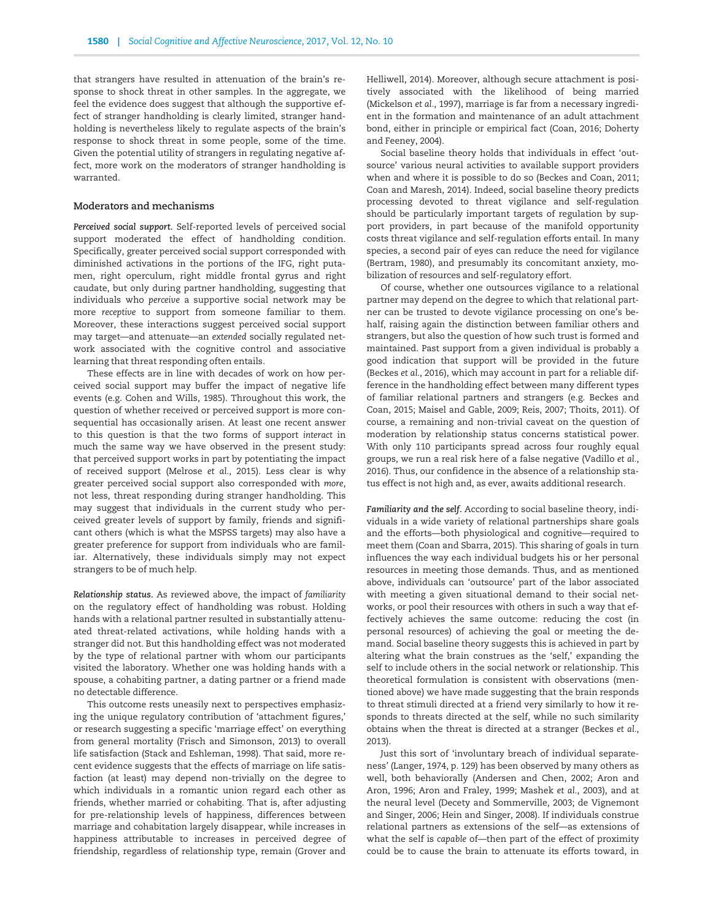that strangers have resulted in attenuation of the brain's response to shock threat in other samples. In the aggregate, we feel the evidence does suggest that although the supportive effect of stranger handholding is clearly limited, stranger handholding is nevertheless likely to regulate aspects of the brain's response to shock threat in some people, some of the time. Given the potential utility of strangers in regulating negative affect, more work on the moderators of stranger handholding is warranted.

### Moderators and mechanisms

***Perceived social support.*** Self-reported levels of perceived social support moderated the effect of handholding condition. Specifically, greater perceived social support corresponded with diminished activations in the portions of the IFG, right putamen, right operculum, right middle frontal gyrus and right caudate, but only during partner handholding, suggesting that individuals who *perceive* a supportive social network may be more *receptive* to support from someone familiar to them. Moreover, these interactions suggest perceived social support may target—and attenuate—an *extended* socially regulated network associated with the cognitive control and associative learning that threat responding often entails.

These effects are in line with decades of work on how perceived social support may buffer the impact of negative life events (e.g. Cohen and Wills, 1985). Throughout this work, the question of whether received or perceived support is more consequential has occasionally arisen. At least one recent answer to this question is that the two forms of support *interact* in much the same way we have observed in the present study: that perceived support works in part by potentiating the impact of received support (Melrose *et al.*, 2015). Less clear is why greater perceived social support also corresponded with *more*, not less, threat responding during stranger handholding. This may suggest that individuals in the current study who perceived greater levels of support by family, friends and significant others (which is what the MSPSS targets) may also have a greater preference for support from individuals who are familiar. Alternatively, these individuals simply may not expect strangers to be of much help.

***Relationship status.*** As reviewed above, the impact of *familiarity* on the regulatory effect of handholding was robust. Holding hands with a relational partner resulted in substantially attenuated threat-related activations, while holding hands with a stranger did not. But this handholding effect was not moderated by the type of relational partner with whom our participants visited the laboratory. Whether one was holding hands with a spouse, a cohabiting partner, a dating partner or a friend made no detectable difference.

This outcome rests uneasily next to perspectives emphasizing the unique regulatory contribution of 'attachment figures,' or research suggesting a specific 'marriage effect' on everything from general mortality (Frisch and Simonson, 2013) to overall life satisfaction (Stack and Eshleman, 1998). That said, more recent evidence suggests that the effects of marriage on life satisfaction (at least) may depend non-trivially on the degree to which individuals in a romantic union regard each other as friends, whether married or cohabiting. That is, after adjusting for pre-relationship levels of happiness, differences between marriage and cohabitation largely disappear, while increases in happiness attributable to increases in perceived degree of friendship, regardless of relationship type, remain (Grover and Helliwell, 2014). Moreover, although secure attachment is positively associated with the likelihood of being married (Mickelson *et al.*, 1997), marriage is far from a necessary ingredient in the formation and maintenance of an adult attachment bond, either in principle or empirical fact (Coan, 2016; Doherty and Feeney, 2004).

Social baseline theory holds that individuals in effect 'outsource' various neural activities to available support providers when and where it is possible to do so (Beckes and Coan, 2011; Coan and Maresh, 2014). Indeed, social baseline theory predicts processing devoted to threat vigilance and self-regulation should be particularly important targets of regulation by support providers, in part because of the manifold opportunity costs threat vigilance and self-regulation efforts entail. In many species, a second pair of eyes can reduce the need for vigilance (Bertram, 1980), and presumably its concomitant anxiety, mobilization of resources and self-regulatory effort.

Of course, whether one outsources vigilance to a relational partner may depend on the degree to which that relational partner can be trusted to devote vigilance processing on one's behalf, raising again the distinction between familiar others and strangers, but also the question of how such trust is formed and maintained. Past support from a given individual is probably a good indication that support will be provided in the future (Beckes *et al.*, 2016), which may account in part for a reliable difference in the handholding effect between many different types of familiar relational partners and strangers (e.g. Beckes and Coan, 2015; Maisel and Gable, 2009; Reis, 2007; Thoits, 2011). Of course, a remaining and non-trivial caveat on the question of moderation by relationship status concerns statistical power. With only 110 participants spread across four roughly equal groups, we run a real risk here of a false negative (Vadillo *et al.*, 2016). Thus, our confidence in the absence of a relationship status effect is not high and, as ever, awaits additional research.

***Familiarity and the self.*** According to social baseline theory, individuals in a wide variety of relational partnerships share goals and the efforts—both physiological and cognitive—required to meet them (Coan and Sbarra, 2015). This sharing of goals in turn influences the way each individual budgets his or her personal resources in meeting those demands. Thus, and as mentioned above, individuals can 'outsource' part of the labor associated with meeting a given situational demand to their social networks, or pool their resources with others in such a way that effectively achieves the same outcome: reducing the cost (in personal resources) of achieving the goal or meeting the demand. Social baseline theory suggests this is achieved in part by altering what the brain construes as the 'self,' expanding the self to include others in the social network or relationship. This theoretical formulation is consistent with observations (mentioned above) we have made suggesting that the brain responds to threat stimuli directed at a friend very similarly to how it responds to threats directed at the self, while no such similarity obtains when the threat is directed at a stranger (Beckes *et al.*, 2013).

Just this sort of 'involuntary breach of individual separateness' (Langer, 1974, p. 129) has been observed by many others as well, both behaviorally (Andersen and Chen, 2002; Aron and Aron, 1996; Aron and Fraley, 1999; Mashek *et al.*, 2003), and at the neural level (Decety and Sommerville, 2003; de Vignemont and Singer, 2006; Hein and Singer, 2008). If individuals construe relational partners as extensions of the self—as extensions of what the self is *capable* of—then part of the effect of proximity could be to cause the brain to attenuate its efforts toward, in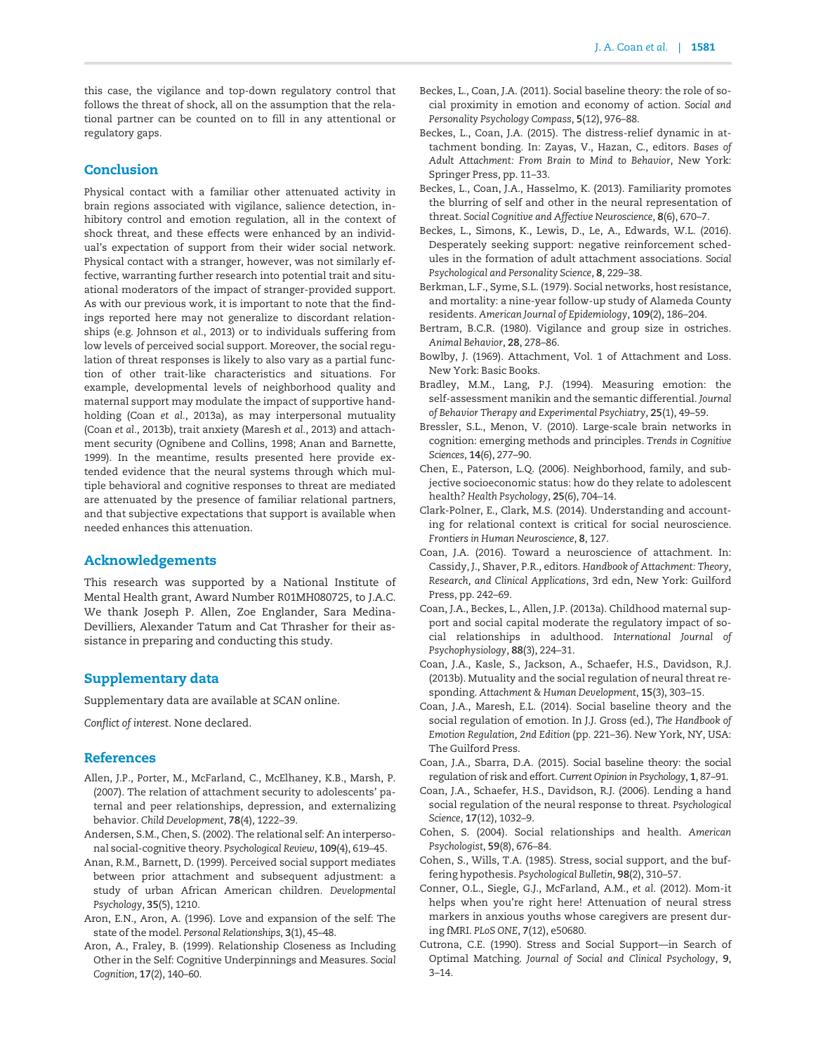this case, the vigilance and top-down regulatory control that follows the threat of shock, all on the assumption that the relational partner can be counted on to fill in any attentional or regulatory gaps.

## Conclusion

Physical contact with a familiar other attenuated activity in brain regions associated with vigilance, salience detection, inhibitory control and emotion regulation, all in the context of shock threat, and these effects were enhanced by an individual's expectation of support from their wider social network. Physical contact with a stranger, however, was not similarly effective, warranting further research into potential trait and situational moderators of the impact of stranger-provided support. As with our previous work, it is important to note that the findings reported here may not generalize to discordant relationships (e.g. Johnson *et al.*, 2013) or to individuals suffering from low levels of perceived social support. Moreover, the social regulation of threat responses is likely to also vary as a partial function of other trait-like characteristics and situations. For example, developmental levels of neighborhood quality and maternal support may modulate the impact of supportive handholding (Coan *et al.*, 2013a), as may interpersonal mutuality (Coan *et al.*, 2013b), trait anxiety (Maresh *et al.*, 2013) and attachment security (Ognibene and Collins, 1998; Anan and Barnette, 1999). In the meantime, results presented here provide extended evidence that the neural systems through which multiple behavioral and cognitive responses to threat are mediated are attenuated by the presence of familiar relational partners, and that subjective expectations that support is available when needed enhances this attenuation.

## Acknowledgements

This research was supported by a National Institute of Mental Health grant, Award Number R01MH080725, to J.A.C. We thank Joseph P. Allen, Zoe Englander, Sara Medina-Devilliers, Alexander Tatum and Cat Thrasher for their assistance in preparing and conducting this study.

## Supplementary data

Supplementary data are available at *SCAN* online.

*Conflict of interest*. None declared.

## References

Allen, J.P., Porter, M., McFarland, C., McElhaney, K.B., Marsh, P. (2007). The relation of attachment security to adolescents' paternal and peer relationships, depression, and externalizing behavior. *Child Development*, **78**(4), 1222–39.

Andersen, S.M., Chen, S. (2002). The relational self: An interpersonal social-cognitive theory. *Psychological Review*, **109**(4), 619–45.

Anan, R.M., Barnett, D. (1999). Perceived social support mediates between prior attachment and subsequent adjustment: a study of urban African American children. *Developmental Psychology*, **35**(5), 1210.

Aron, E.N., Aron, A. (1996). Love and expansion of the self: The state of the model. *Personal Relationships*, **3**(1), 45–48.

Aron, A., Fraley, B. (1999). Relationship Closeness as Including Other in the Self: Cognitive Underpinnings and Measures. *Social Cognition*, **17**(2), 140–60.

Beckes, L., Coan, J.A. (2011). Social baseline theory: the role of social proximity in emotion and economy of action. *Social and Personality Psychology Compass*, **5**(12), 976–88.

Beckes, L., Coan, J.A. (2015). The distress-relief dynamic in attachment bonding. In: Zayas, V., Hazan, C., editors. *Bases of Adult Attachment: From Brain to Mind to Behavior*, New York: Springer Press, pp. 11–33.

Beckes, L., Coan, J.A., Hasselmo, K. (2013). Familiarity promotes the blurring of self and other in the neural representation of threat. *Social Cognitive and Affective Neuroscience*, **8**(6), 670–7.

Beckes, L., Simons, K., Lewis, D., Le, A., Edwards, W.L. (2016). Desperately seeking support: negative reinforcement schedules in the formation of adult attachment associations. *Social Psychological and Personality Science*, **8**, 229–38.

Berkman, L.F., Syme, S.L. (1979). Social networks, host resistance, and mortality: a nine-year follow-up study of Alameda County residents. *American Journal of Epidemiology*, **109**(2), 186–204.

Bertram, B.C.R. (1980). Vigilance and group size in ostriches. *Animal Behavior*, **28**, 278–86.

Bowlby, J. (1969). Attachment, Vol. 1 of Attachment and Loss. New York: Basic Books.

Bradley, M.M., Lang, P.J. (1994). Measuring emotion: the self-assessment manikin and the semantic differential. *Journal of Behavior Therapy and Experimental Psychiatry*, **25**(1), 49–59.

Bressler, S.L., Menon, V. (2010). Large-scale brain networks in cognition: emerging methods and principles. *Trends in Cognitive Sciences*, **14**(6), 277–90.

Chen, E., Paterson, L.Q. (2006). Neighborhood, family, and subjective socioeconomic status: how do they relate to adolescent health? *Health Psychology*, **25**(6), 704–14.

Clark-Polner, E., Clark, M.S. (2014). Understanding and accounting for relational context is critical for social neuroscience. *Frontiers in Human Neuroscience*, **8**, 127.

Coan, J.A. (2016). Toward a neuroscience of attachment. In: Cassidy, J., Shaver, P.R., editors. *Handbook of Attachment: Theory, Research, and Clinical Applications*, 3rd edn, New York: Guilford Press, pp. 242–69.

Coan, J.A., Beckes, L., Allen, J.P. (2013a). Childhood maternal support and social capital moderate the regulatory impact of social relationships in adulthood. *International Journal of Psychophysiology*, **88**(3), 224–31.

Coan, J.A., Kasle, S., Jackson, A., Schaefer, H.S., Davidson, R.J. (2013b). Mutuality and the social regulation of neural threat responding. *Attachment & Human Development*, **15**(3), 303–15.

Coan, J.A., Maresh, E.L. (2014). Social baseline theory and the social regulation of emotion. In J.J. Gross (ed.), *The Handbook of Emotion Regulation, 2nd Edition* (pp. 221–36). New York, NY, USA: The Guilford Press.

Coan, J.A., Sbarra, D.A. (2015). Social baseline theory: the social regulation of risk and effort. *Current Opinion in Psychology*, **1**, 87–91.

Coan, J.A., Schaefer, H.S., Davidson, R.J. (2006). Lending a hand social regulation of the neural response to threat. *Psychological Science*, **17**(12), 1032–9.

Cohen, S. (2004). Social relationships and health. *American Psychologist*, **59**(8), 676–84.

Cohen, S., Wills, T.A. (1985). Stress, social support, and the buffering hypothesis. *Psychological Bulletin*, **98**(2), 310–57.

Conner, O.L., Siegle, G.J., McFarland, A.M., *et al.* (2012). Mom-it helps when you're right here! Attenuation of neural stress markers in anxious youths whose caregivers are present during fMRI. *PLoS ONE*, **7**(12), e50680.

Cutrona, C.E. (1990). Stress and Social Support—in Search of Optimal Matching. *Journal of Social and Clinical Psychology*, **9**, 3–14.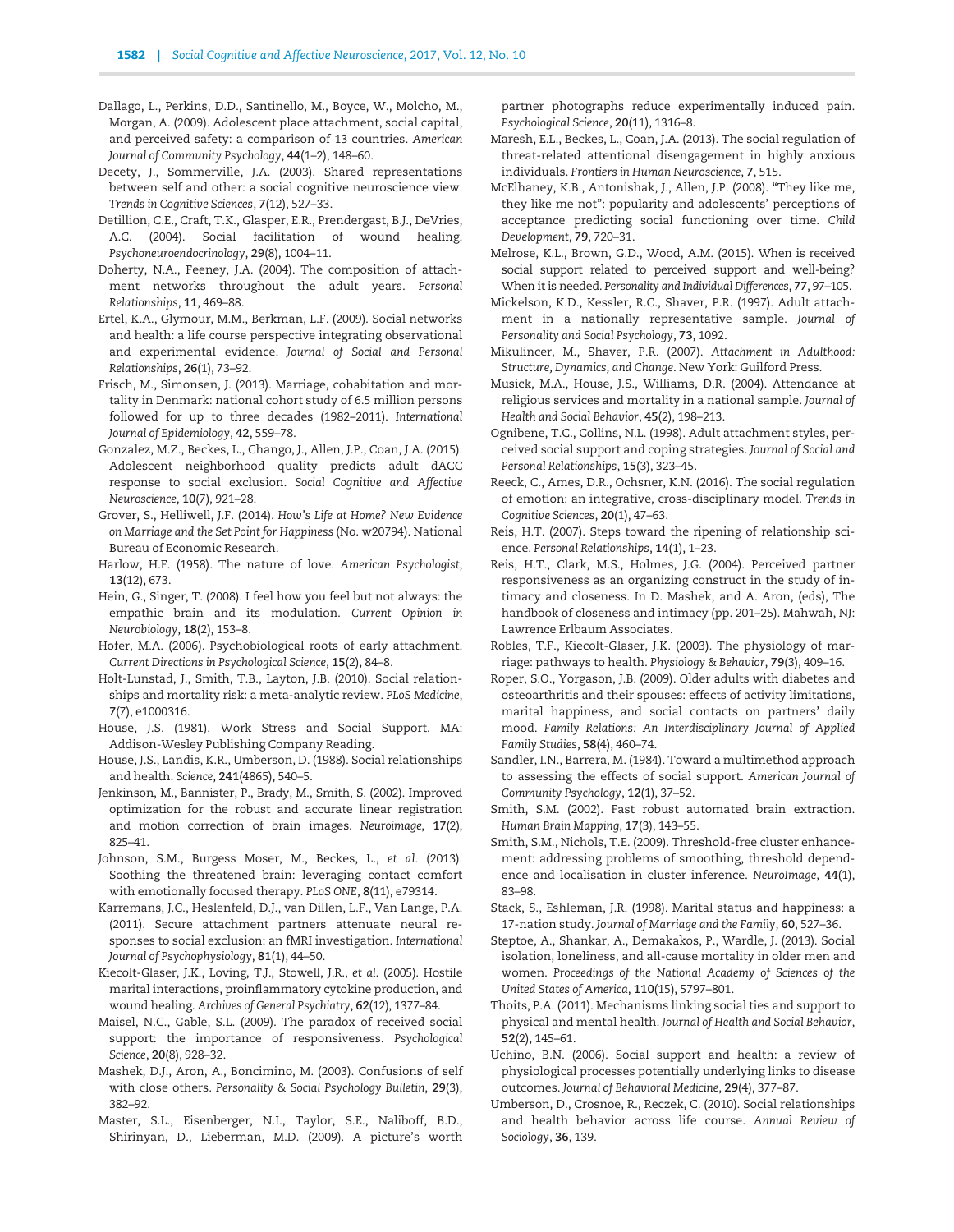Dallago, L., Perkins, D.D., Santinello, M., Boyce, W., Molcho, M., Morgan, A. (2009). Adolescent place attachment, social capital, and perceived safety: a comparison of 13 countries. *American Journal of Community Psychology*, **44**(1–2), 148–60.

Decety, J., Sommerville, J.A. (2003). Shared representations between self and other: a social cognitive neuroscience view. *Trends in Cognitive Sciences*, **7**(12), 527–33.

Detillion, C.E., Craft, T.K., Glasper, E.R., Prendergast, B.J., DeVries, A.C. (2004). Social facilitation of wound healing. *Psychoneuroendocrinology*, **29**(8), 1004–11.

Doherty, N.A., Feeney, J.A. (2004). The composition of attachment networks throughout the adult years. *Personal Relationships*, **11**, 469–88.

Ertel, K.A., Glymour, M.M., Berkman, L.F. (2009). Social networks and health: a life course perspective integrating observational and experimental evidence. *Journal of Social and Personal Relationships*, **26**(1), 73–92.

Frisch, M., Simonsen, J. (2013). Marriage, cohabitation and mortality in Denmark: national cohort study of 6.5 million persons followed for up to three decades (1982–2011). *International Journal of Epidemiology*, **42**, 559–78.

Gonzalez, M.Z., Beckes, L., Chango, J., Allen, J.P., Coan, J.A. (2015). Adolescent neighborhood quality predicts adult dACC response to social exclusion. *Social Cognitive and Affective Neuroscience*, **10**(7), 921–28.

Grover, S., Helliwell, J.F. (2014). *How's Life at Home? New Evidence on Marriage and the Set Point for Happiness* (No. w20794). National Bureau of Economic Research.

Harlow, H.F. (1958). The nature of love. *American Psychologist*, **13**(12), 673.

Hein, G., Singer, T. (2008). I feel how you feel but not always: the empathic brain and its modulation. *Current Opinion in Neurobiology*, **18**(2), 153–8.

Hofer, M.A. (2006). Psychobiological roots of early attachment. *Current Directions in Psychological Science*, **15**(2), 84–8.

Holt-Lunstad, J., Smith, T.B., Layton, J.B. (2010). Social relationships and mortality risk: a meta-analytic review. *PLoS Medicine*, **7**(7), e1000316.

House, J.S. (1981). Work Stress and Social Support. MA: Addison-Wesley Publishing Company Reading.

House, J.S., Landis, K.R., Umberson, D. (1988). Social relationships and health. *Science*, **241**(4865), 540–5.

Jenkinson, M., Bannister, P., Brady, M., Smith, S. (2002). Improved optimization for the robust and accurate linear registration and motion correction of brain images. *Neuroimage*, **17**(2), 825–41.

Johnson, S.M., Burgess Moser, M., Beckes, L., *et al.* (2013). Soothing the threatened brain: leveraging contact comfort with emotionally focused therapy. *PLoS ONE*, **8**(11), e79314.

Karremans, J.C., Heslenfeld, D.J., van Dillen, L.F., Van Lange, P.A. (2011). Secure attachment partners attenuate neural responses to social exclusion: an fMRI investigation. *International Journal of Psychophysiology*, **81**(1), 44–50.

Kiecolt-Glaser, J.K., Loving, T.J., Stowell, J.R., *et al.* (2005). Hostile marital interactions, proinflammatory cytokine production, and wound healing. *Archives of General Psychiatry*, **62**(12), 1377–84.

Maisel, N.C., Gable, S.L. (2009). The paradox of received social support: the importance of responsiveness. *Psychological Science*, **20**(8), 928–32.

Mashek, D.J., Aron, A., Boncimino, M. (2003). Confusions of self with close others. *Personality & Social Psychology Bulletin*, **29**(3), 382–92.

Master, S.L., Eisenberger, N.I., Taylor, S.E., Naliboff, B.D., Shirinyan, D., Lieberman, M.D. (2009). A picture's worth partner photographs reduce experimentally induced pain. *Psychological Science*, **20**(11), 1316–8.

Maresh, E.L., Beckes, L., Coan, J.A. (2013). The social regulation of threat-related attentional disengagement in highly anxious individuals. *Frontiers in Human Neuroscience*, **7**, 515.

McElhaney, K.B., Antonishak, J., Allen, J.P. (2008). "They like me, they like me not": popularity and adolescents' perceptions of acceptance predicting social functioning over time. *Child Development*, **79**, 720–31.

Melrose, K.L., Brown, G.D., Wood, A.M. (2015). When is received social support related to perceived support and well-being? When it is needed. *Personality and Individual Differences*, **77**, 97–105.

Mickelson, K.D., Kessler, R.C., Shaver, P.R. (1997). Adult attachment in a nationally representative sample. *Journal of Personality and Social Psychology*, **73**, 1092.

Mikulincer, M., Shaver, P.R. (2007). *Attachment in Adulthood: Structure, Dynamics, and Change*. New York: Guilford Press.

Musick, M.A., House, J.S., Williams, D.R. (2004). Attendance at religious services and mortality in a national sample. *Journal of Health and Social Behavior*, **45**(2), 198–213.

Ognibene, T.C., Collins, N.L. (1998). Adult attachment styles, perceived social support and coping strategies. *Journal of Social and Personal Relationships*, **15**(3), 323–45.

Reeck, C., Ames, D.R., Ochsner, K.N. (2016). The social regulation of emotion: an integrative, cross-disciplinary model. *Trends in Cognitive Sciences*, **20**(1), 47–63.

Reis, H.T. (2007). Steps toward the ripening of relationship science. *Personal Relationships*, **14**(1), 1–23.

Reis, H.T., Clark, M.S., Holmes, J.G. (2004). Perceived partner responsiveness as an organizing construct in the study of intimacy and closeness. In D. Mashek, and A. Aron, (eds), The handbook of closeness and intimacy (pp. 201–25). Mahwah, NJ: Lawrence Erlbaum Associates.

Robles, T.F., Kiecolt-Glaser, J.K. (2003). The physiology of marriage: pathways to health. *Physiology & Behavior*, **79**(3), 409–16.

Roper, S.O., Yorgason, J.B. (2009). Older adults with diabetes and osteoarthritis and their spouses: effects of activity limitations, marital happiness, and social contacts on partners' daily mood. *Family Relations: An Interdisciplinary Journal of Applied Family Studies*, **58**(4), 460–74.

Sandler, I.N., Barrera, M. (1984). Toward a multimethod approach to assessing the effects of social support. *American Journal of Community Psychology*, **12**(1), 37–52.

Smith, S.M. (2002). Fast robust automated brain extraction. *Human Brain Mapping*, **17**(3), 143–55.

Smith, S.M., Nichols, T.E. (2009). Threshold-free cluster enhancement: addressing problems of smoothing, threshold dependence and localisation in cluster inference. *NeuroImage*, **44**(1), 83–98.

Stack, S., Eshleman, J.R. (1998). Marital status and happiness: a 17-nation study. *Journal of Marriage and the Family*, **60**, 527–36.

Steptoe, A., Shankar, A., Demakakos, P., Wardle, J. (2013). Social isolation, loneliness, and all-cause mortality in older men and women. *Proceedings of the National Academy of Sciences of the United States of America*, **110**(15), 5797–801.

Thoits, P.A. (2011). Mechanisms linking social ties and support to physical and mental health. *Journal of Health and Social Behavior*, **52**(2), 145–61.

Uchino, B.N. (2006). Social support and health: a review of physiological processes potentially underlying links to disease outcomes. *Journal of Behavioral Medicine*, **29**(4), 377–87.

Umberson, D., Crosnoe, R., Reczek, C. (2010). Social relationships and health behavior across life course. *Annual Review of Sociology*, **36**, 139.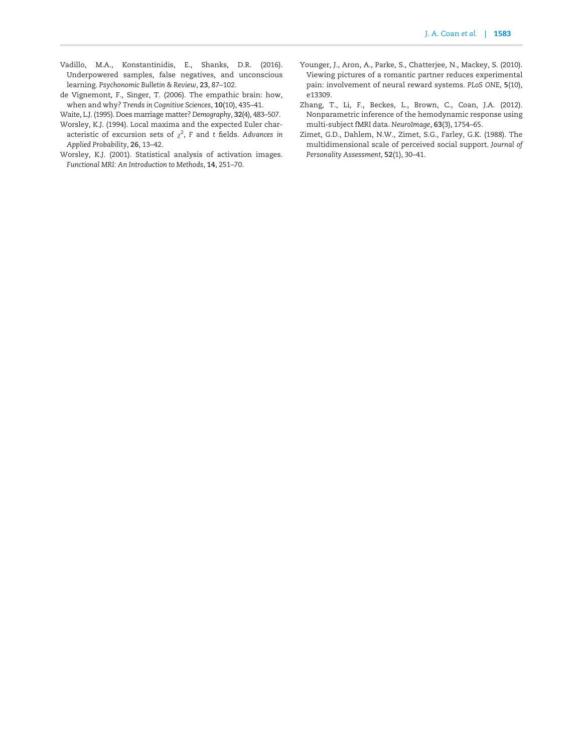Vadillo, M.A., Konstantinidis, E., Shanks, D.R. (2016). Underpowered samples, false negatives, and unconscious learning. *Psychonomic Bulletin & Review*, **23**, 87–102.

de Vignemont, F., Singer, T. (2006). The empathic brain: how, when and why? *Trends in Cognitive Sciences*, **10**(10), 435–41.

Waite, L.J. (1995). Does marriage matter? *Demography*, **32**(4), 483–507.

Worsley, K.J. (1994). Local maxima and the expected Euler characteristic of excursion sets of $\chi^2$, $F$ and $t$ fields. *Advances in Applied Probability*, **26**, 13–42.

Worsley, K.J. (2001). Statistical analysis of activation images. *Functional MRI: An Introduction to Methods*, **14**, 251–70.

Younger, J., Aron, A., Parke, S., Chatterjee, N., Mackey, S. (2010). Viewing pictures of a romantic partner reduces experimental pain: involvement of neural reward systems. *PLoS ONE*, **5**(10), e13309.

Zhang, T., Li, F., Beckes, L., Brown, C., Coan, J.A. (2012). Nonparametric inference of the hemodynamic response using multi-subject fMRI data. *NeuroImage*, **63**(3), 1754–65.

Zimet, G.D., Dahlem, N.W., Zimet, S.G., Farley, G.K. (1988). The multidimensional scale of perceived social support. *Journal of Personality Assessment*, **52**(1), 30–41.